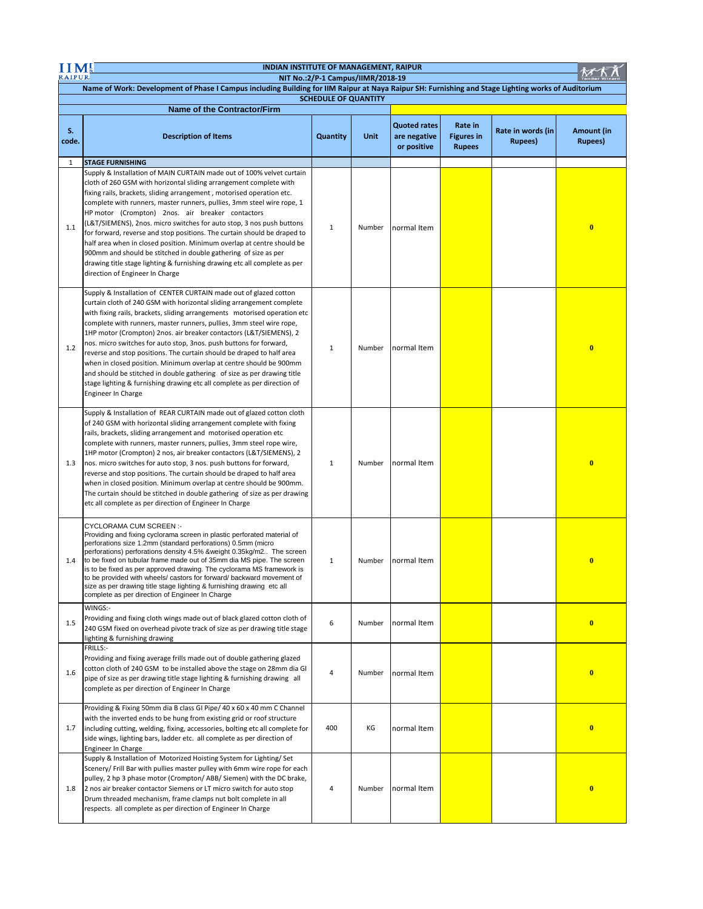# INDIAN INSTITUTE OF MANAGEMENT, RAIPUR

**NIT No.:2/P-1 Campus/IIMR/2018-19**

**Name of Work: Development of Phase I Campus including Building for IIM Raipur at Naya Raipur SH: Furnishing and Stage Lighting works of Auditorium**

**SCHEDULE OF QUANTITY**

**Name of the Contractor/Firm**

| S. code. | Description of Items | Quantity | Unit | Quoted rates are negative or positive | Rate in Figures in Rupees | Rate in words (in Rupees) | Amount (in Rupees) |
|---|---|---|---|---|---|---|---|
| 1 | **STAGE FURNISHING** | | | | | | |
| 1.1 | Supply & Installation of MAIN CURTAIN made out of 100% velvet curtain cloth of 260 GSM with horizontal sliding arrangement complete with fixing rails, brackets, sliding arrangement , motorised operation etc. complete with runners, master runners, pullies, 3mm steel wire rope, 1 HP motor (Crompton) 2nos. air breaker contactors (L&T/SIEMENS), 2nos. micro switches for auto stop, 3 nos push buttons for forward, reverse and stop positions. The curtain should be draped to half area when in closed position. Minimum overlap at centre should be 900mm and should be stitched in double gathering of size as per drawing title stage lighting & furnishing drawing etc all complete as per direction of Engineer In Charge | 1 | Number | normal Item | | | **0** |
| 1.2 | Supply & Installation of CENTER CURTAIN made out of glazed cotton curtain cloth of 240 GSM with horizontal sliding arrangement complete with fixing rails, brackets, sliding arrangements motorised operation etc complete with runners, master runners, pullies, 3mm steel wire rope, 1HP motor (Crompton) 2nos. air breaker contactors (L&T/SIEMENS), 2 nos. micro switches for auto stop, 3nos. push buttons for forward, reverse and stop positions. The curtain should be draped to half area when in closed position. Minimum overlap at centre should be 900mm and should be stitched in double gathering of size as per drawing title stage lighting & furnishing drawing etc all complete as per direction of Engineer In Charge | 1 | Number | normal Item | | | **0** |
| 1.3 | Supply & Installation of REAR CURTAIN made out of glazed cotton cloth of 240 GSM with horizontal sliding arrangement complete with fixing rails, brackets, sliding arrangement and motorised operation etc complete with runners, master runners, pullies, 3mm steel rope wire, 1HP motor (Crompton) 2 nos, air breaker contactors (L&T/SIEMENS), 2 nos. micro switches for auto stop, 3 nos. push buttons for forward, reverse and stop positions. The curtain should be draped to half area when in closed position. Minimum overlap at centre should be 900mm. The curtain should be stitched in double gathering of size as per drawing title stage lighting & furnishing drawing etc all complete as per direction of Engineer In Charge | 1 | Number | normal Item | | | **0** |
| 1.4 | CYCLORAMA CUM SCREEN :- Providing and fixing cyclorama screen in plastic perforated material of perforations size 1.2mm (standard perforations) 0.5mm (micro perforations) perforations density 4.5% &weight 0.35kg/m2.. The screen to be fixed on tubular frame made out of 35mm dia MS pipe. The screen is to be fixed as per approved drawing. The cyclorama MS framework is to be provided with wheels/ castors for forward/ backward movement of size as per drawing title stage lighting & furnishing drawing etc all complete as per direction of Engineer In Charge | 1 | Number | normal Item | | | **0** |
| 1.5 | WINGS:- Providing and fixing cloth wings made out of black glazed cotton cloth of 240 GSM fixed on overhead pivote track of size as per drawing title stage lighting & furnishing drawing | 6 | Number | normal Item | | | **0** |
| 1.6 | FRILLS:- Providing and fixing average frills made out of double gathering glazed cotton cloth of 240 GSM to be installed above the stage on 28mm dia GI pipe of size as per drawing title stage lighting & furnishing drawing all complete as per direction of Engineer In Charge | 4 | Number | normal Item | | | **0** |
| 1.7 | Providing & Fixing 50mm dia B class GI Pipe/ 40 x 60 x 40 mm C Channel with the inverted ends to be hung from existing grid or roof structure including cutting, welding, fixing, accessories, bolting etc all complete for side wings, lighting bars, ladder etc. all complete as per direction of Engineer In Charge | 400 | KG | normal Item | | | **0** |
| 1.8 | Supply & Installation of Motorized Hoisting System for Lighting/ Set Scenery/ Frill Bar with pullies master pulley with 6mm wire rope for each pulley, 2 hp 3 phase motor (Crompton/ ABB/ Siemen) with the DC brake, 2 nos air breaker contactor Siemens or LT micro switch for auto stop Drum threaded mechanism, frame clamps nut bolt complete in all respects. all complete as per direction of Engineer In Charge | 4 | Number | normal Item | | | **0** |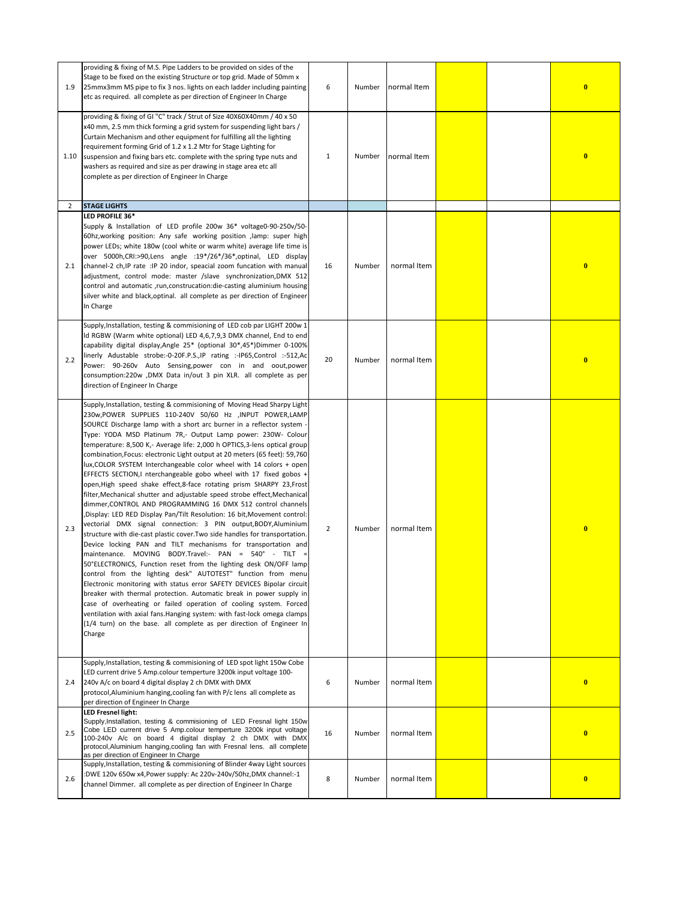| | | | | | | | |
|---|---|---|---|---|---|---|---|
| 1.9 | providing & fixing of M.S. Pipe Ladders to be provided on sides of the Stage to be fixed on the existing Structure or top grid. Made of 50mm x 25mmx3mm MS pipe to fix 3 nos. lights on each ladder including painting etc as required. all complete as per direction of Engineer In Charge | 6 | Number | normal Item | | | 0 |
| 1.10 | providing & fixing of GI "C" track / Strut of Size 40X60X40mm / 40 x 50 x40 mm, 2.5 mm thick forming a grid system for suspending light bars / Curtain Mechanism and other equipment for fulfilling all the lighting requirement forming Grid of 1.2 x 1.2 Mtr for Stage Lighting for suspension and fixing bars etc. complete with the spring type nuts and washers as required and size as per drawing in stage area etc all complete as per direction of Engineer In Charge | 1 | Number | normal Item | | | 0 |
| 2 | **STAGE LIGHTS** | | | | | | |
| 2.1 | **LED PROFILE 36***<br>Supply & Installation of LED profile 200w 36* voltage0-90-250v/50-60hz,working position: Any safe working position ,lamp: super high power LEDs; white 180w (cool white or warm white) average life time is over 5000h,CRI:>90,Lens angle :19*/26*/36*,optinal, LED display channel-2 ch,IP rate :IP 20 indor, speacial zoom funcation with manual adjustment, control mode: master /slave synchronization,DMX 512 control and automatic ,run,construcation:die-casting aluminium housing silver white and black,optinal. all complete as per direction of Engineer In Charge | 16 | Number | normal Item | | | 0 |
| 2.2 | Supply,Installation, testing & commisioning of LED cob par LIGHT 200w 1 ld RGBW (Warm white optional) LED 4,6,7,9,3 DMX channel, End to end capability digital display,Angle 25* (optional 30*,45*)Dimmer 0-100% linerly Adustable strobe:-0-20F.P.S.,IP rating :-IP65,Control :-512,Ac Power: 90-260v Auto Sensing,power con in and oout,power consumption:220w ,DMX Data in/out 3 pin XLR. all complete as per direction of Engineer In Charge | 20 | Number | normal Item | | | 0 |
| 2.3 | Supply,Installation, testing & commisioning of Moving Head Sharpy Light 230w,POWER SUPPLIES 110-240V 50/60 Hz ,INPUT POWER,LAMP SOURCE Discharge lamp with a short arc burner in a reflector system - Type: YODA MSD Platinum 7R,- Output Lamp power: 230W- Colour temperature: 8,500 K,- Average life: 2,000 h OPTICS,3-lens optical group combination,Focus: electronic Light output at 20 meters (65 feet): 59,760 lux,COLOR SYSTEM Interchangeable color wheel with 14 colors + open EFFECTS SECTION,I nterchangeable gobo wheel with 17 fixed gobos + open,High speed shake effect,8-face rotating prism SHARPY 23,Frost filter,Mechanical shutter and adjustable speed strobe effect,Mechanical dimmer,CONTROL AND PROGRAMMING 16 DMX 512 control channels ,Display: LED RED Display Pan/Tilt Resolution: 16 bit,Movement control: vectorial DMX signal connection: 3 PIN output,BODY,Aluminium structure with die-cast plastic cover.Two side handles for transportation. Device locking PAN and TILT mechanisms for transportation and maintenance. MOVING BODY.Travel:- PAN = 540° - TILT = 50"ELECTRONICS, Function reset from the lighting desk ON/OFF lamp control from the lighting desk" AUTOTEST" function from menu Electronic monitoring with status error SAFETY DEVICES Bipolar circuit breaker with thermal protection. Automatic break in power supply in case of overheating or failed operation of cooling system. Forced ventilation with axial fans.Hanging system: with fast-lock omega clamps (1/4 turn) on the base. all complete as per direction of Engineer In Charge | 2 | Number | normal Item | | | 0 |
| 2.4 | Supply,Installation, testing & commisioning of LED spot light 150w Cobe LED current drive 5 Amp.colour temperture 3200k input voltage 100-240v A/c on board 4 digital display 2 ch DMX with DMX protocol,Aluminium hanging,cooling fan with P/c lens all complete as per direction of Engineer In Charge | 6 | Number | normal Item | | | 0 |
| 2.5 | **LED Fresnel light:**<br>Supply,Installation, testing & commisioning of LED Fresnal light 150w Cobe LED current drive 5 Amp.colour temperture 3200k input voltage 100-240v A/c on board 4 digital display 2 ch DMX with DMX protocol,Aluminium hanging,cooling fan with Fresnal lens. all complete as per direction of Engineer In Charge | 16 | Number | normal Item | | | 0 |
| 2.6 | Supply,Installation, testing & commisioning of Blinder 4way Light sources :DWE 120v 650w x4,Power supply: Ac 220v-240v/50hz,DMX channel:-1 channel Dimmer. all complete as per direction of Engineer In Charge | 8 | Number | normal Item | | | 0 |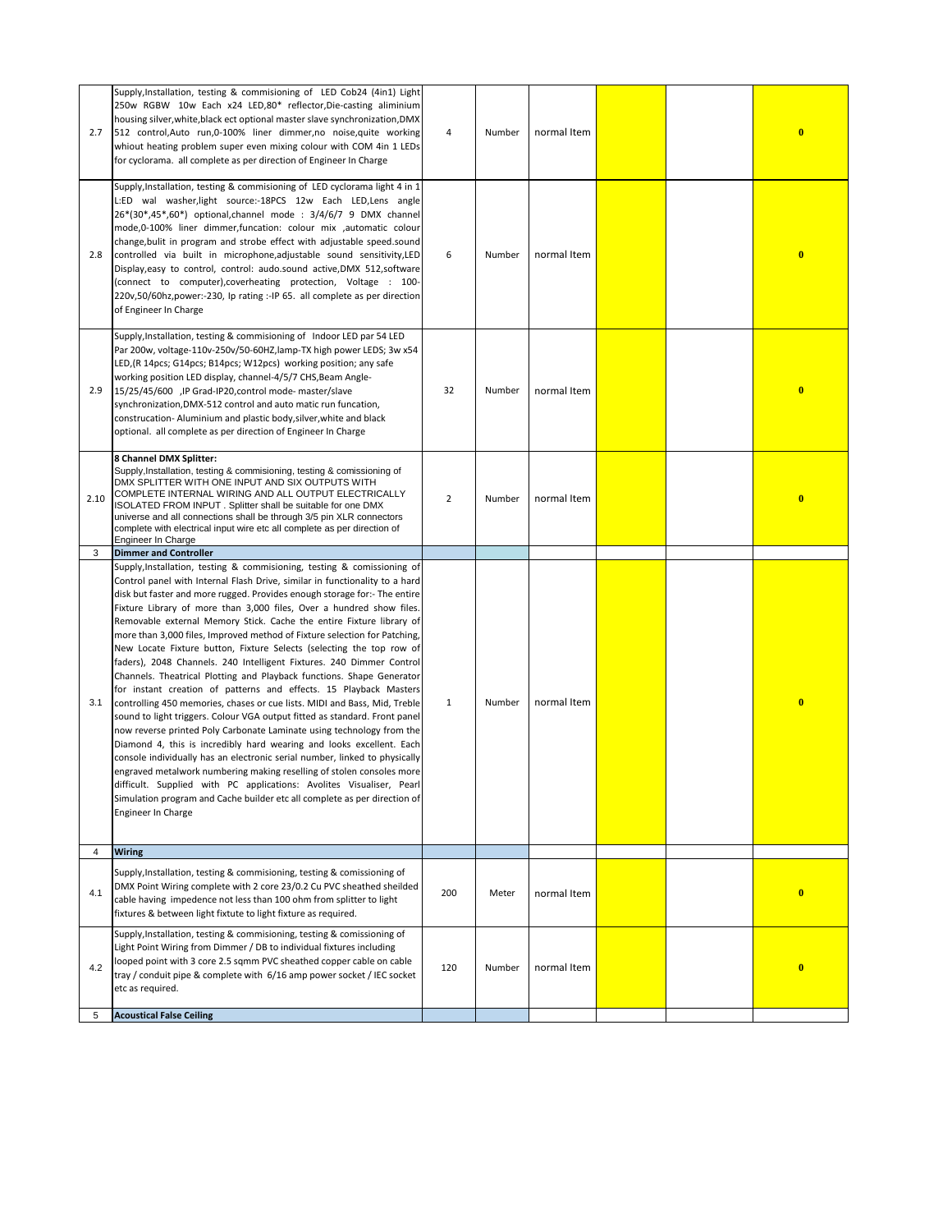| | | | | | | | |
|---|---|---|---|---|---|---|---|
| 2.7 | Supply,Installation, testing & commisioning of LED Cob24 (4in1) Light 250w RGBW 10w Each x24 LED,80* reflector,Die-casting aliminium housing silver,white,black ect optional master slave synchronization,DMX 512 control,Auto run,0-100% liner dimmer,no noise,quite working whiout heating problem super even mixing colour with COM 4in 1 LEDs for cyclorama. all complete as per direction of Engineer In Charge | 4 | Number | normal Item | | | **0** |
| 2.8 | Supply,Installation, testing & commisioning of LED cyclorama light 4 in 1 L:ED wal washer,light source:-18PCS 12w Each LED,Lens angle 26*(30*,45*,60*) optional,channel mode : 3/4/6/7 9 DMX channel mode,0-100% liner dimmer,funcation: colour mix ,automatic colour change,bulit in program and strobe effect with adjustable speed.sound controlled via built in microphone,adjustable sound sensitivity,LED Display,easy to control, control: audo.sound active,DMX 512,software (connect to computer),coverheating protection, Voltage : 100-220v,50/60hz,power:-230, Ip rating :-IP 65. all complete as per direction of Engineer In Charge | 6 | Number | normal Item | | | **0** |
| 2.9 | Supply,Installation, testing & commisioning of Indoor LED par 54 LED Par 200w, voltage-110v-250v/50-60HZ,lamp-TX high power LEDS; 3w x54 LED,(R 14pcs; G14pcs; B14pcs; W12pcs) working position; any safe working position LED display, channel-4/5/7 CHS,Beam Angle-15/25/45/600 ,IP Grad-IP20,control mode- master/slave synchronization,DMX-512 control and auto matic run funcation, construcation- Aluminium and plastic body,silver,white and black optional. all complete as per direction of Engineer In Charge | 32 | Number | normal Item | | | **0** |
| 2.10 | **8 Channel DMX Splitter:** Supply,Installation, testing & commisioning, testing & comissioning of DMX SPLITTER WITH ONE INPUT AND SIX OUTPUTS WITH COMPLETE INTERNAL WIRING AND ALL OUTPUT ELECTRICALLY ISOLATED FROM INPUT . Splitter shall be suitable for one DMX universe and all connections shall be through 3/5 pin XLR connectors complete with electrical input wire etc all complete as per direction of Engineer In Charge | 2 | Number | normal Item | | | **0** |
| 3 | **Dimmer and Controller** | | | | | | |
| 3.1 | Supply,Installation, testing & commisioning, testing & comissioning of Control panel with Internal Flash Drive, similar in functionality to a hard disk but faster and more rugged. Provides enough storage for:- The entire Fixture Library of more than 3,000 files, Over a hundred show files. Removable external Memory Stick. Cache the entire Fixture library of more than 3,000 files, Improved method of Fixture selection for Patching, New Locate Fixture button, Fixture Selects (selecting the top row of faders), 2048 Channels. 240 Intelligent Fixtures. 240 Dimmer Control Channels. Theatrical Plotting and Playback functions. Shape Generator for instant creation of patterns and effects. 15 Playback Masters controlling 450 memories, chases or cue lists. MIDI and Bass, Mid, Treble sound to light triggers. Colour VGA output fitted as standard. Front panel now reverse printed Poly Carbonate Laminate using technology from the Diamond 4, this is incredibly hard wearing and looks excellent. Each console individually has an electronic serial number, linked to physically engraved metalwork numbering making reselling of stolen consoles more difficult. Supplied with PC applications: Avolites Visualiser, Pearl Simulation program and Cache builder etc all complete as per direction of Engineer In Charge | 1 | Number | normal Item | | | **0** |
| 4 | **Wiring** | | | | | | |
| 4.1 | Supply,Installation, testing & commisioning, testing & comissioning of DMX Point Wiring complete with 2 core 23/0.2 Cu PVC sheathed sheilded cable having impedence not less than 100 ohm from splitter to light fixtures & between light fixtute to light fixture as required. | 200 | Meter | normal Item | | | **0** |
| 4.2 | Supply,Installation, testing & commisioning, testing & comissioning of Light Point Wiring from Dimmer / DB to individual fixtures including looped point with 3 core 2.5 sqmm PVC sheathed copper cable on cable tray / conduit pipe & complete with 6/16 amp power socket / IEC socket etc as required. | 120 | Number | normal Item | | | **0** |
| 5 | **Acoustical False Ceiling** | | | | | | |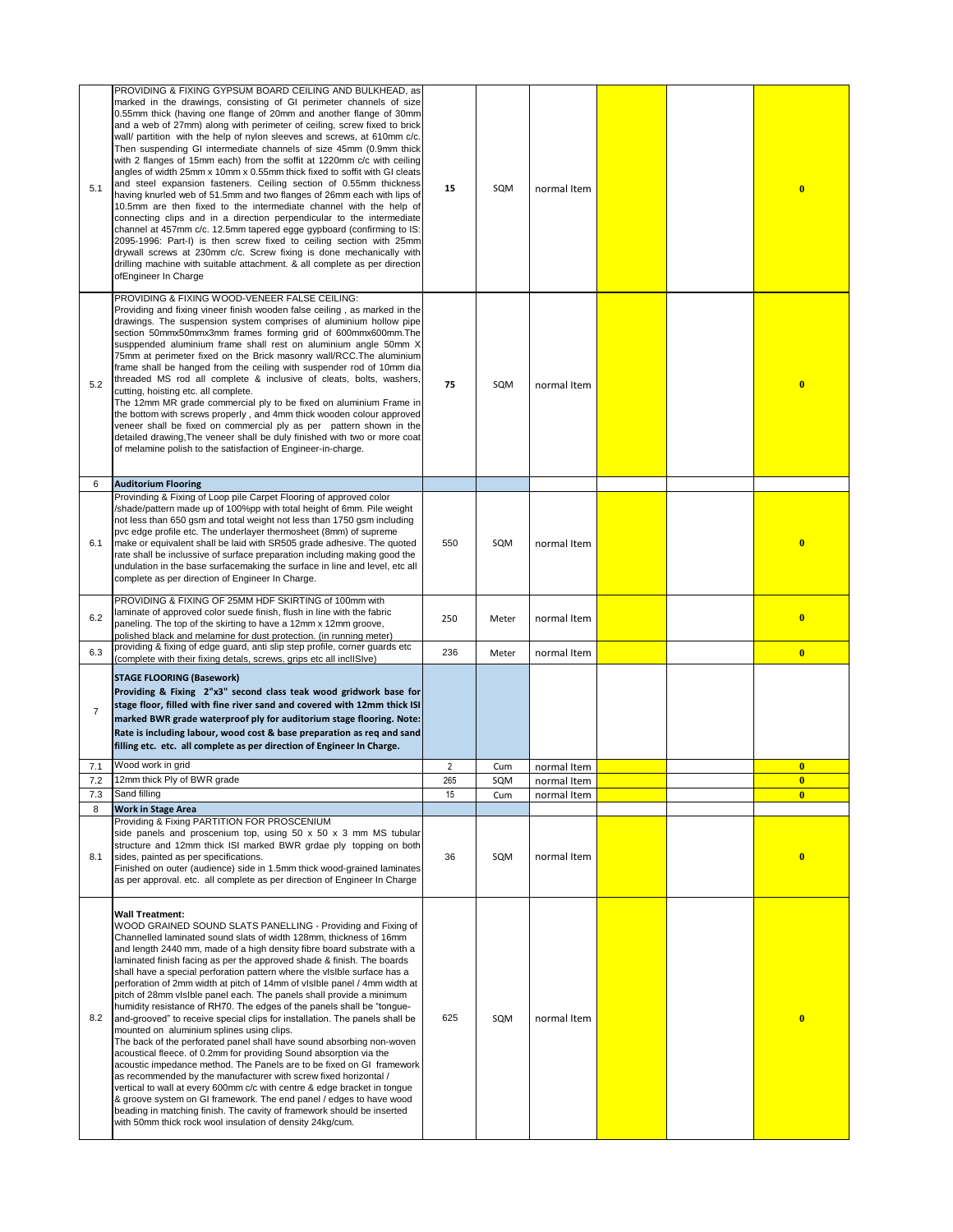| | | | | | | | |
|---|---|---|---|---|---|---|---|
| 5.1 | PROVIDING & FIXING GYPSUM BOARD CEILING AND BULKHEAD, as marked in the drawings, consisting of GI perimeter channels of size 0.55mm thick (having one flange of 20mm and another flange of 30mm and a web of 27mm) along with perimeter of ceiling, screw fixed to brick wall/ partition with the help of nylon sleeves and screws, at 610mm c/c. Then suspending GI intermediate channels of size 45mm (0.9mm thick with 2 flanges of 15mm each) from the soffit at 1220mm c/c with ceiling angles of width 25mm x 10mm x 0.55mm thick fixed to soffit with GI cleats and steel expansion fasteners. Ceiling section of 0.55mm thickness having knurled web of 51.5mm and two flanges of 26mm each with lips of 10.5mm are then fixed to the intermediate channel with the help of connecting clips and in a direction perpendicular to the intermediate channel at 457mm c/c. 12.5mm tapered egge gypboard (confirming to IS: 2095-1996: Part-I) is then screw fixed to ceiling section with 25mm drywall screws at 230mm c/c. Screw fixing is done mechanically with drilling machine with suitable attachment. & all complete as per direction ofEngineer In Charge | **15** | SQM | normal Item | | | **0** |
| 5.2 | PROVIDING & FIXING WOOD-VENEER FALSE CEILING: Providing and fixing vineer finish wooden false ceiling , as marked in the drawings. The suspension system comprises of aluminium hollow pipe section 50mmx50mmx3mm frames forming grid of 600mmx600mm.The susppended aluminium frame shall rest on aluminium angle 50mm X 75mm at perimeter fixed on the Brick masonry wall/RCC.The aluminium frame shall be hanged from the ceiling with suspender rod of 10mm dia threaded MS rod all complete & inclusive of cleats, bolts, washers, cutting, hoisting etc. all complete.<br>The 12mm MR grade commercial ply to be fixed on aluminium Frame in the bottom with screws properly , and 4mm thick wooden colour approved veneer shall be fixed on commercial ply as per pattern shown in the detailed drawing,The veneer shall be duly finished with two or more coat of melamine polish to the satisfaction of Engineer-in-charge. | **75** | SQM | normal Item | | | **0** |
| 6 | **Auditorium Flooring** | | | | | | |
| 6.1 | Provinding & Fixing of Loop pile Carpet Flooring of approved color /shade/pattern made up of 100%pp with total height of 6mm. Pile weight not less than 650 gsm and total weight not less than 1750 gsm including pvc edge profile etc. The underlayer thermosheet (8mm) of supreme make or equivalent shall be laid with SR505 grade adhesive. The quoted rate shall be inclussive of surface preparation including making good the undulation in the base surfacemaking the surface in line and level, etc all complete as per direction of Engineer In Charge. | 550 | SQM | normal Item | | | **0** |
| 6.2 | PROVIDING & FIXING OF 25MM HDF SKIRTING of 100mm with laminate of approved color suede finish, flush in line with the fabric paneling. The top of the skirting to have a 12mm x 12mm groove, polished black and melamine for dust protection. (in running meter) | 250 | Meter | normal Item | | | **0** |
| 6.3 | providing & fixing of edge guard, anti slip step profile, corner guards etc (complete with their fixing detals, screws, grips etc all inclISIve) | 236 | Meter | normal Item | | | **0** |
| 7 | **STAGE FLOORING (Basework)**<br>**Providing & Fixing 2"x3" second class teak wood gridwork base for stage floor, filled with fine river sand and covered with 12mm thick ISI marked BWR grade waterproof ply for auditorium stage flooring. Note: Rate is including labour, wood cost & base preparation as req and sand filling etc. etc. all complete as per direction of Engineer In Charge.** | | | | | | |
| 7.1 | Wood work in grid | 2 | Cum | normal Item | | | **0** |
| 7.2 | 12mm thick Ply of BWR grade | 265 | SQM | normal Item | | | **0** |
| 7.3 | Sand filling | 15 | Cum | normal Item | | | **0** |
| 8 | **Work in Stage Area** | | | | | | |
| 8.1 | Providing & Fixing PARTITION FOR PROSCENIUM side panels and proscenium top, using 50 x 50 x 3 mm MS tubular structure and 12mm thick ISI marked BWR grdae ply topping on both sides, painted as per specifications.<br>Finished on outer (audience) side in 1.5mm thick wood-grained laminates as per approval. etc. all complete as per direction of Engineer In Charge | 36 | SQM | normal Item | | | **0** |
| 8.2 | **Wall Treatment:**<br>WOOD GRAINED SOUND SLATS PANELLING - Providing and Fixing of Channelled laminated sound slats of width 128mm, thickness of 16mm and length 2440 mm, made of a high density fibre board substrate with a laminated finish facing as per the approved shade & finish. The boards shall have a special perforation pattern where the vIsIble surface has a perforation of 2mm width at pitch of 14mm of vIsIble panel / 4mm width at pitch of 28mm vIsIble panel each. The panels shall provide a minimum humidity resistance of RH70. The edges of the panels shall be "tongue-and-grooved" to receive special clips for installation. The panels shall be mounted on aluminium splines using clips.<br>The back of the perforated panel shall have sound absorbing non-woven acoustical fleece. of 0.2mm for providing Sound absorption via the acoustic impedance method. The Panels are to be fixed on GI framework as recommended by the manufacturer with screw fixed horizontal / vertical to wall at every 600mm c/c with centre & edge bracket in tongue & groove system on GI framework. The end panel / edges to have wood beading in matching finish. The cavity of framework should be inserted with 50mm thick rock wool insulation of density 24kg/cum. | 625 | SQM | normal Item | | | **0** |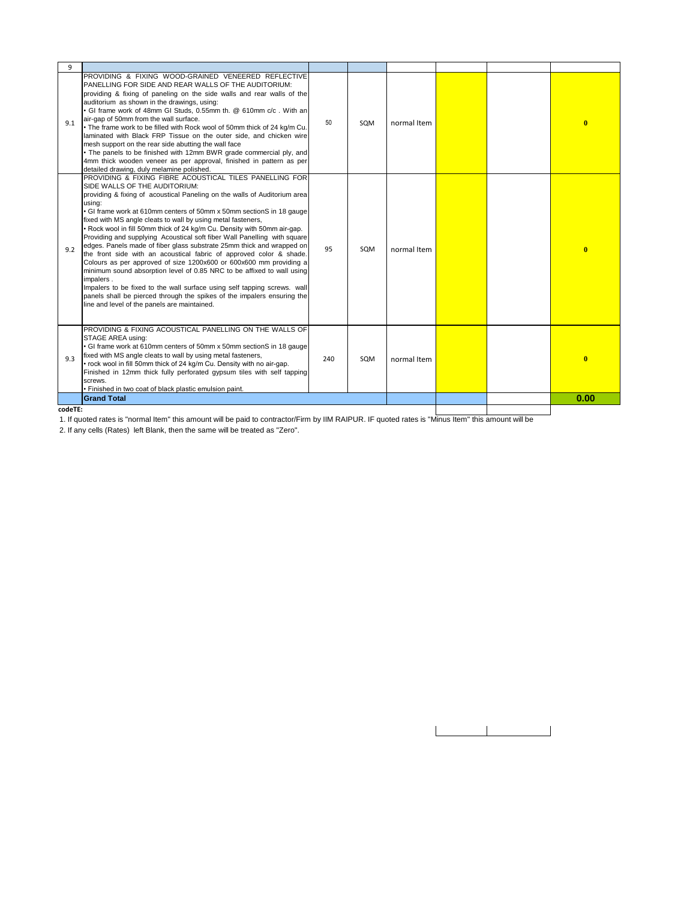| | | | | | | | |
|---|---|---|---|---|---|---|---|
| 9 | | | | | | | |
| 9.1 | PROVIDING & FIXING WOOD-GRAINED VENEERED REFLECTIVE PANELLING FOR SIDE AND REAR WALLS OF THE AUDITORIUM: providing & fixing of paneling on the side walls and rear walls of the auditorium as shown in the drawings, using: • GI frame work of 48mm GI Studs, 0.55mm th. @ 610mm c/c . With an air-gap of 50mm from the wall surface. • The frame work to be filled with Rock wool of 50mm thick of 24 kg/m Cu. laminated with Black FRP Tissue on the outer side, and chicken wire mesh support on the rear side abutting the wall face • The panels to be finished with 12mm BWR grade commercial ply, and 4mm thick wooden veneer as per approval, finished in pattern as per detailed drawing, duly melamine polished. | 50 | SQM | normal Item | | | **0** |
| 9.2 | PROVIDING & FIXING FIBRE ACOUSTICAL TILES PANELLING FOR SIDE WALLS OF THE AUDITORIUM: providing & fixing of acoustical Paneling on the walls of Auditorium area using: • GI frame work at 610mm centers of 50mm x 50mm sectionS in 18 gauge fixed with MS angle cleats to wall by using metal fasteners, • Rock wool in fill 50mm thick of 24 kg/m Cu. Density with 50mm air-gap. Providing and supplying Acoustical soft fiber Wall Panelling with square edges. Panels made of fiber glass substrate 25mm thick and wrapped on the front side with an acoustical fabric of approved color & shade. Colours as per approved of size 1200x600 or 600x600 mm providing a minimum sound absorption level of 0.85 NRC to be affixed to wall using impalers . Impalers to be fixed to the wall surface using self tapping screws. wall panels shall be pierced through the spikes of the impalers ensuring the line and level of the panels are maintained. | 95 | SQM | normal Item | | | **0** |
| 9.3 | PROVIDING & FIXING ACOUSTICAL PANELLING ON THE WALLS OF STAGE AREA using: • GI frame work at 610mm centers of 50mm x 50mm sectionS in 18 gauge fixed with MS angle cleats to wall by using metal fasteners, • rock wool in fill 50mm thick of 24 kg/m Cu. Density with no air-gap. Finished in 12mm thick fully perforated gypsum tiles with self tapping screws. • Finished in two coat of black plastic emulsion paint. | 240 | SQM | normal Item | | | **0** |
| | **Grand Total** | | | | | | **0.00** |

**codeTE:**

1. If quoted rates is "normal Item" this amount will be paid to contractor/Firm by IIM RAIPUR. IF quoted rates is "Minus Item" this amount will be

2. If any cells (Rates) left Blank, then the same will be treated as "Zero".